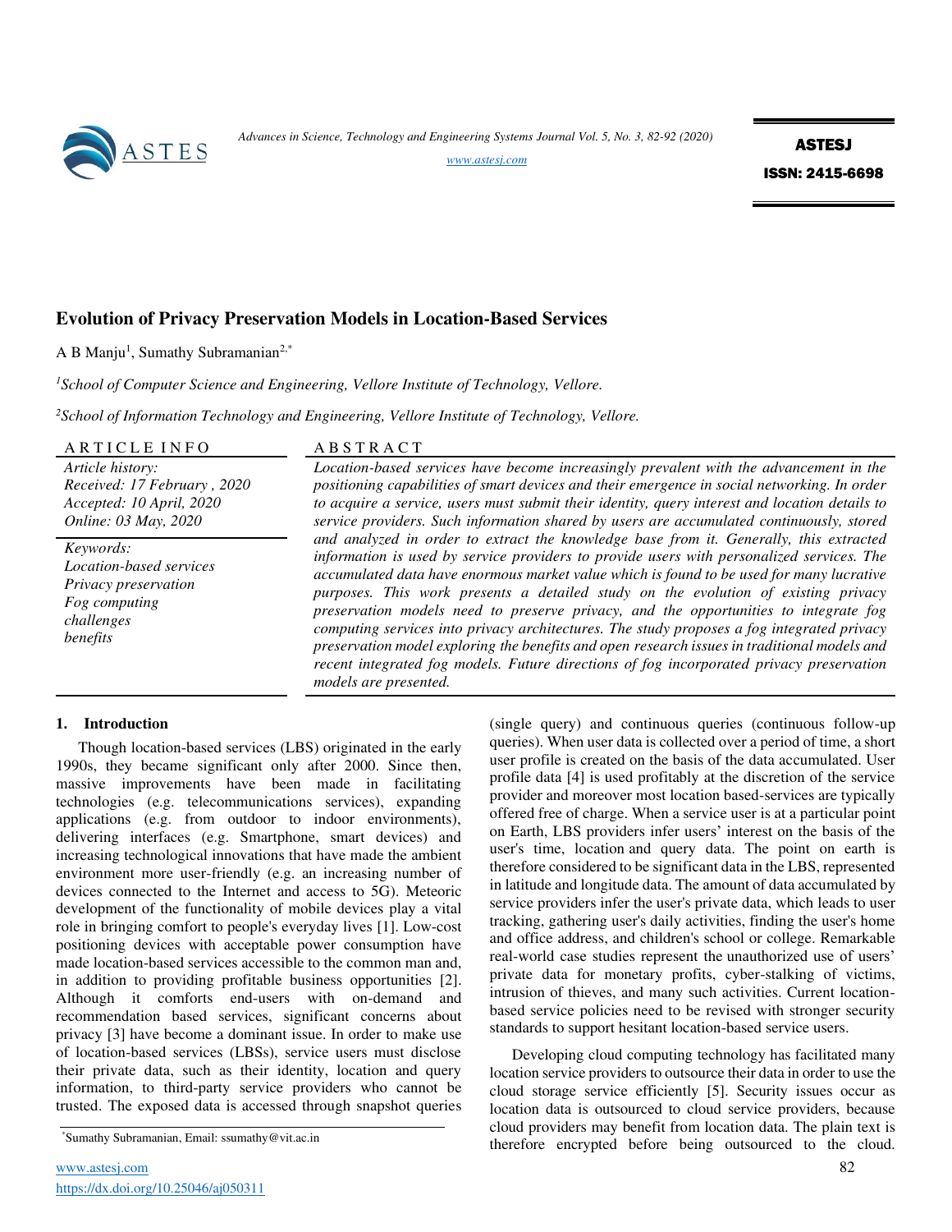# Evolution of Privacy Preservation Models in Location-Based Services

A B Manju[1], Sumathy Subramanian[2,*]

[1]*School of Computer Science and Engineering, Vellore Institute of Technology, Vellore.*

[2]*School of Information Technology and Engineering, Vellore Institute of Technology, Vellore.*

**ARTICLE INFO**

*Article history:*
*Received: 17 February , 2020*
*Accepted: 10 April, 2020*
*Online: 03 May, 2020*

*Keywords:*
*Location-based services*
*Privacy preservation*
*Fog computing*
*challenges*
*benefits*

**ABSTRACT**

*Location-based services have become increasingly prevalent with the advancement in the positioning capabilities of smart devices and their emergence in social networking. In order to acquire a service, users must submit their identity, query interest and location details to service providers. Such information shared by users are accumulated continuously, stored and analyzed in order to extract the knowledge base from it. Generally, this extracted information is used by service providers to provide users with personalized services. The accumulated data have enormous market value which is found to be used for many lucrative purposes. This work presents a detailed study on the evolution of existing privacy preservation models need to preserve privacy, and the opportunities to integrate fog computing services into privacy architectures. The study proposes a fog integrated privacy preservation model exploring the benefits and open research issues in traditional models and recent integrated fog models. Future directions of fog incorporated privacy preservation models are presented.*

## 1. Introduction

Though location-based services (LBS) originated in the early 1990s, they became significant only after 2000. Since then, massive improvements have been made in facilitating technologies (e.g. telecommunications services), expanding applications (e.g. from outdoor to indoor environments), delivering interfaces (e.g. Smartphone, smart devices) and increasing technological innovations that have made the ambient environment more user-friendly (e.g. an increasing number of devices connected to the Internet and access to 5G). Meteoric development of the functionality of mobile devices play a vital role in bringing comfort to people's everyday lives [1]. Low-cost positioning devices with acceptable power consumption have made location-based services accessible to the common man and, in addition to providing profitable business opportunities [2]. Although it comforts end-users with on-demand and recommendation based services, significant concerns about privacy [3] have become a dominant issue. In order to make use of location-based services (LBSs), service users must disclose their private data, such as their identity, location and query information, to third-party service providers who cannot be trusted. The exposed data is accessed through snapshot queries (single query) and continuous queries (continuous follow-up queries). When user data is collected over a period of time, a short user profile is created on the basis of the data accumulated. User profile data [4] is used profitably at the discretion of the service provider and moreover most location based-services are typically offered free of charge. When a service user is at a particular point on Earth, LBS providers infer users' interest on the basis of the user's time, location and query data. The point on earth is therefore considered to be significant data in the LBS, represented in latitude and longitude data. The amount of data accumulated by service providers infer the user's private data, which leads to user tracking, gathering user's daily activities, finding the user's home and office address, and children's school or college. Remarkable real-world case studies represent the unauthorized use of users' private data for monetary profits, cyber-stalking of victims, intrusion of thieves, and many such activities. Current location-based service policies need to be revised with stronger security standards to support hesitant location-based service users.

Developing cloud computing technology has facilitated many location service providers to outsource their data in order to use the cloud storage service efficiently [5]. Security issues occur as location data is outsourced to cloud service providers, because cloud providers may benefit from location data. The plain text is therefore encrypted before being outsourced to the cloud.

*Sumathy Subramanian, Email: ssumathy@vit.ac.in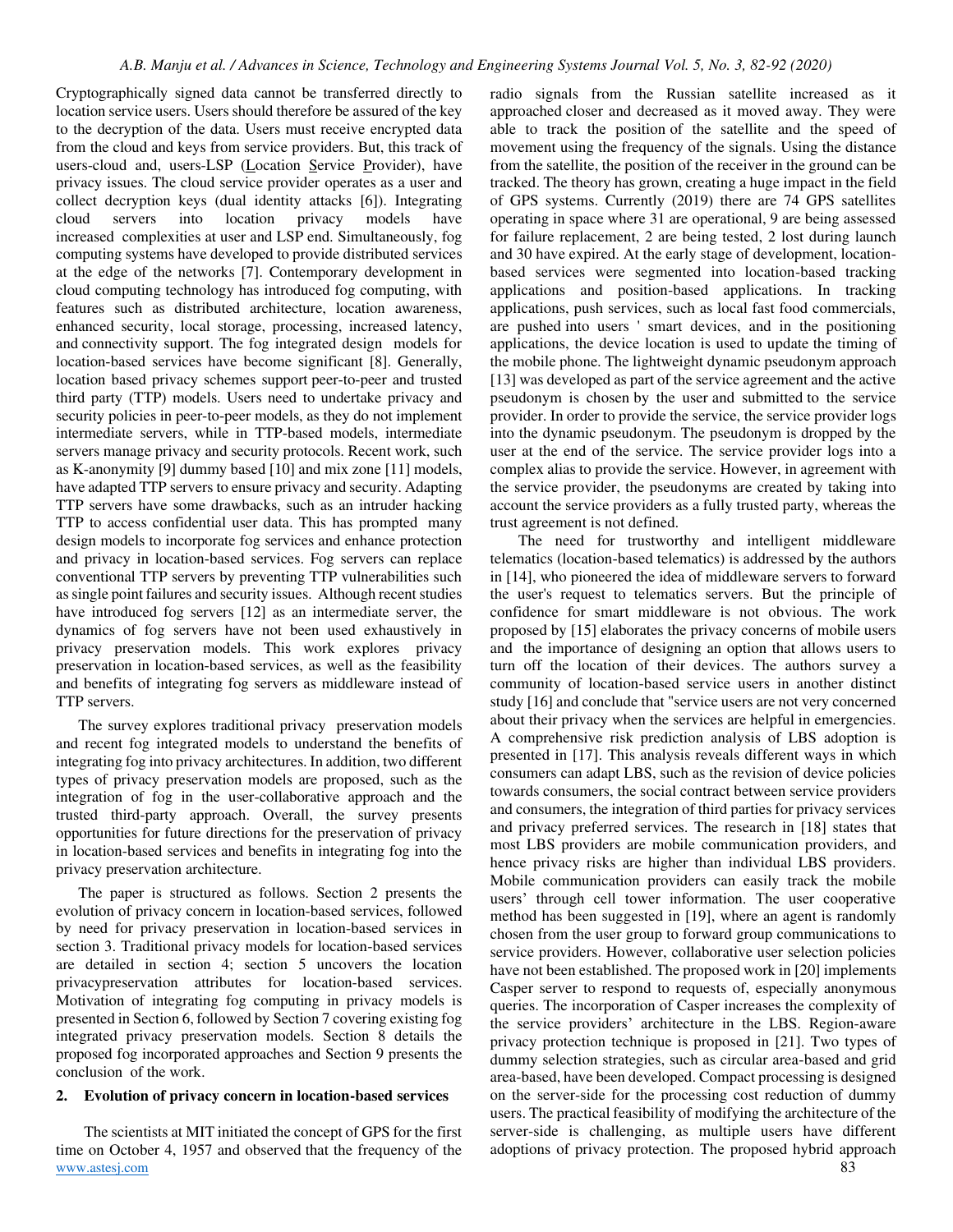Cryptographically signed data cannot be transferred directly to location service users. Users should therefore be assured of the key to the decryption of the data. Users must receive encrypted data from the cloud and keys from service providers. But, this track of users-cloud and, users-LSP (Location Service Provider), have privacy issues. The cloud service provider operates as a user and collect decryption keys (dual identity attacks [6]). Integrating cloud servers into location privacy models have increased complexities at user and LSP end. Simultaneously, fog computing systems have developed to provide distributed services at the edge of the networks [7]. Contemporary development in cloud computing technology has introduced fog computing, with features such as distributed architecture, location awareness, enhanced security, local storage, processing, increased latency, and connectivity support. The fog integrated design models for location-based services have become significant [8]. Generally, location based privacy schemes support peer-to-peer and trusted third party (TTP) models. Users need to undertake privacy and security policies in peer-to-peer models, as they do not implement intermediate servers, while in TTP-based models, intermediate servers manage privacy and security protocols. Recent work, such as K-anonymity [9] dummy based [10] and mix zone [11] models, have adapted TTP servers to ensure privacy and security. Adapting TTP servers have some drawbacks, such as an intruder hacking TTP to access confidential user data. This has prompted many design models to incorporate fog services and enhance protection and privacy in location-based services. Fog servers can replace conventional TTP servers by preventing TTP vulnerabilities such as single point failures and security issues. Although recent studies have introduced fog servers [12] as an intermediate server, the dynamics of fog servers have not been used exhaustively in privacy preservation models. This work explores privacy preservation in location-based services, as well as the feasibility and benefits of integrating fog servers as middleware instead of TTP servers.

The survey explores traditional privacy preservation models and recent fog integrated models to understand the benefits of integrating fog into privacy architectures. In addition, two different types of privacy preservation models are proposed, such as the integration of fog in the user-collaborative approach and the trusted third-party approach. Overall, the survey presents opportunities for future directions for the preservation of privacy in location-based services and benefits in integrating fog into the privacy preservation architecture.

The paper is structured as follows. Section 2 presents the evolution of privacy concern in location-based services, followed by need for privacy preservation in location-based services in section 3. Traditional privacy models for location-based services are detailed in section 4; section 5 uncovers the location privacypreservation attributes for location-based services. Motivation of integrating fog computing in privacy models is presented in Section 6, followed by Section 7 covering existing fog integrated privacy preservation models. Section 8 details the proposed fog incorporated approaches and Section 9 presents the conclusion of the work.

## 2. Evolution of privacy concern in location-based services

The scientists at MIT initiated the concept of GPS for the first time on October 4, 1957 and observed that the frequency of the radio signals from the Russian satellite increased as it approached closer and decreased as it moved away. They were able to track the position of the satellite and the speed of movement using the frequency of the signals. Using the distance from the satellite, the position of the receiver in the ground can be tracked. The theory has grown, creating a huge impact in the field of GPS systems. Currently (2019) there are 74 GPS satellites operating in space where 31 are operational, 9 are being assessed for failure replacement, 2 are being tested, 2 lost during launch and 30 have expired. At the early stage of development, location-based services were segmented into location-based tracking applications and position-based applications. In tracking applications, push services, such as local fast food commercials, are pushed into users ' smart devices, and in the positioning applications, the device location is used to update the timing of the mobile phone. The lightweight dynamic pseudonym approach [13] was developed as part of the service agreement and the active pseudonym is chosen by the user and submitted to the service provider. In order to provide the service, the service provider logs into the dynamic pseudonym. The pseudonym is dropped by the user at the end of the service. The service provider logs into a complex alias to provide the service. However, in agreement with the service provider, the pseudonyms are created by taking into account the service providers as a fully trusted party, whereas the trust agreement is not defined.

The need for trustworthy and intelligent middleware telematics (location-based telematics) is addressed by the authors in [14], who pioneered the idea of middleware servers to forward the user's request to telematics servers. But the principle of confidence for smart middleware is not obvious. The work proposed by [15] elaborates the privacy concerns of mobile users and the importance of designing an option that allows users to turn off the location of their devices. The authors survey a community of location-based service users in another distinct study [16] and conclude that "service users are not very concerned about their privacy when the services are helpful in emergencies. A comprehensive risk prediction analysis of LBS adoption is presented in [17]. This analysis reveals different ways in which consumers can adapt LBS, such as the revision of device policies towards consumers, the social contract between service providers and consumers, the integration of third parties for privacy services and privacy preferred services. The research in [18] states that most LBS providers are mobile communication providers, and hence privacy risks are higher than individual LBS providers. Mobile communication providers can easily track the mobile users' through cell tower information. The user cooperative method has been suggested in [19], where an agent is randomly chosen from the user group to forward group communications to service providers. However, collaborative user selection policies have not been established. The proposed work in [20] implements Casper server to respond to requests of, especially anonymous queries. The incorporation of Casper increases the complexity of the service providers' architecture in the LBS. Region-aware privacy protection technique is proposed in [21]. Two types of dummy selection strategies, such as circular area-based and grid area-based, have been developed. Compact processing is designed on the server-side for the processing cost reduction of dummy users. The practical feasibility of modifying the architecture of the server-side is challenging, as multiple users have different adoptions of privacy protection. The proposed hybrid approach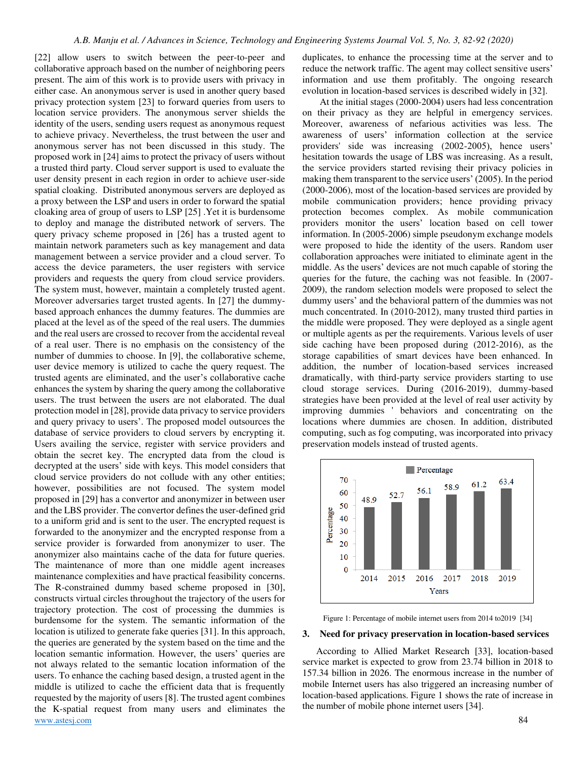[22] allow users to switch between the peer-to-peer and collaborative approach based on the number of neighboring peers present. The aim of this work is to provide users with privacy in either case. An anonymous server is used in another query based privacy protection system [23] to forward queries from users to location service providers. The anonymous server shields the identity of the users, sending users request as anonymous request to achieve privacy. Nevertheless, the trust between the user and anonymous server has not been discussed in this study. The proposed work in [24] aims to protect the privacy of users without a trusted third party. Cloud server support is used to evaluate the user density present in each region in order to achieve user-side spatial cloaking. Distributed anonymous servers are deployed as a proxy between the LSP and users in order to forward the spatial cloaking area of group of users to LSP [25] .Yet it is burdensome to deploy and manage the distributed network of servers. The query privacy scheme proposed in [26] has a trusted agent to maintain network parameters such as key management and data management between a service provider and a cloud server. To access the device parameters, the user registers with service providers and requests the query from cloud service providers. The system must, however, maintain a completely trusted agent. Moreover adversaries target trusted agents. In [27] the dummy-based approach enhances the dummy features. The dummies are placed at the level as of the speed of the real users. The dummies and the real users are crossed to recover from the accidental reveal of a real user. There is no emphasis on the consistency of the number of dummies to choose. In [9], the collaborative scheme, user device memory is utilized to cache the query request. The trusted agents are eliminated, and the user's collaborative cache enhances the system by sharing the query among the collaborative users. The trust between the users are not elaborated. The dual protection model in [28], provide data privacy to service providers and query privacy to users'. The proposed model outsources the database of service providers to cloud servers by encrypting it. Users availing the service, register with service providers and obtain the secret key. The encrypted data from the cloud is decrypted at the users' side with keys. This model considers that cloud service providers do not collude with any other entities; however, possibilities are not focused. The system model proposed in [29] has a convertor and anonymizer in between user and the LBS provider. The convertor defines the user-defined grid to a uniform grid and is sent to the user. The encrypted request is forwarded to the anonymizer and the encrypted response from a service provider is forwarded from anonymizer to user. The anonymizer also maintains cache of the data for future queries. The maintenance of more than one middle agent increases maintenance complexities and have practical feasibility concerns. The R-constrained dummy based scheme proposed in [30], constructs virtual circles throughout the trajectory of the users for trajectory protection. The cost of processing the dummies is burdensome for the system. The semantic information of the location is utilized to generate fake queries [31]. In this approach, the queries are generated by the system based on the time and the location semantic information. However, the users' queries are not always related to the semantic location information of the users. To enhance the caching based design, a trusted agent in the middle is utilized to cache the efficient data that is frequently requested by the majority of users [8]. The trusted agent combines the K-spatial request from many users and eliminates the duplicates, to enhance the processing time at the server and to reduce the network traffic. The agent may collect sensitive users' information and use them profitably. The ongoing research evolution in location-based services is described widely in [32].

At the initial stages (2000-2004) users had less concentration on their privacy as they are helpful in emergency services. Moreover, awareness of nefarious activities was less. The awareness of users' information collection at the service providers' side was increasing (2002-2005), hence users' hesitation towards the usage of LBS was increasing. As a result, the service providers started revising their privacy policies in making them transparent to the service users' (2005). In the period (2000-2006), most of the location-based services are provided by mobile communication providers; hence providing privacy protection becomes complex. As mobile communication providers monitor the users' location based on cell tower information. In (2005-2006) simple pseudonym exchange models were proposed to hide the identity of the users. Random user collaboration approaches were initiated to eliminate agent in the middle. As the users' devices are not much capable of storing the queries for the future, the caching was not feasible. In (2007-2009), the random selection models were proposed to select the dummy users' and the behavioral pattern of the dummies was not much concentrated. In (2010-2012), many trusted third parties in the middle were proposed. They were deployed as a single agent or multiple agents as per the requirements. Various levels of user side caching have been proposed during (2012-2016), as the storage capabilities of smart devices have been enhanced. In addition, the number of location-based services increased dramatically, with third-party service providers starting to use cloud storage services. During (2016-2019), dummy-based strategies have been provided at the level of real user activity by improving dummies ' behaviors and concentrating on the locations where dummies are chosen. In addition, distributed computing, such as fog computing, was incorporated into privacy preservation models instead of trusted agents.

| Years | Percentage |
|---|---|
| 2014 | 48.9 |
| 2015 | 52.7 |
| 2016 | 56.1 |
| 2017 | 58.9 |
| 2018 | 61.2 |
| 2019 | 63.4 |

Figure 1: Percentage of mobile internet users from 2014 to2019 [34]

## 3. Need for privacy preservation in location-based services

According to Allied Market Research [33], location-based service market is expected to grow from 23.74 billion in 2018 to 157.34 billion in 2026. The enormous increase in the number of mobile Internet users has also triggered an increasing number of location-based applications. Figure 1 shows the rate of increase in the number of mobile phone internet users [34].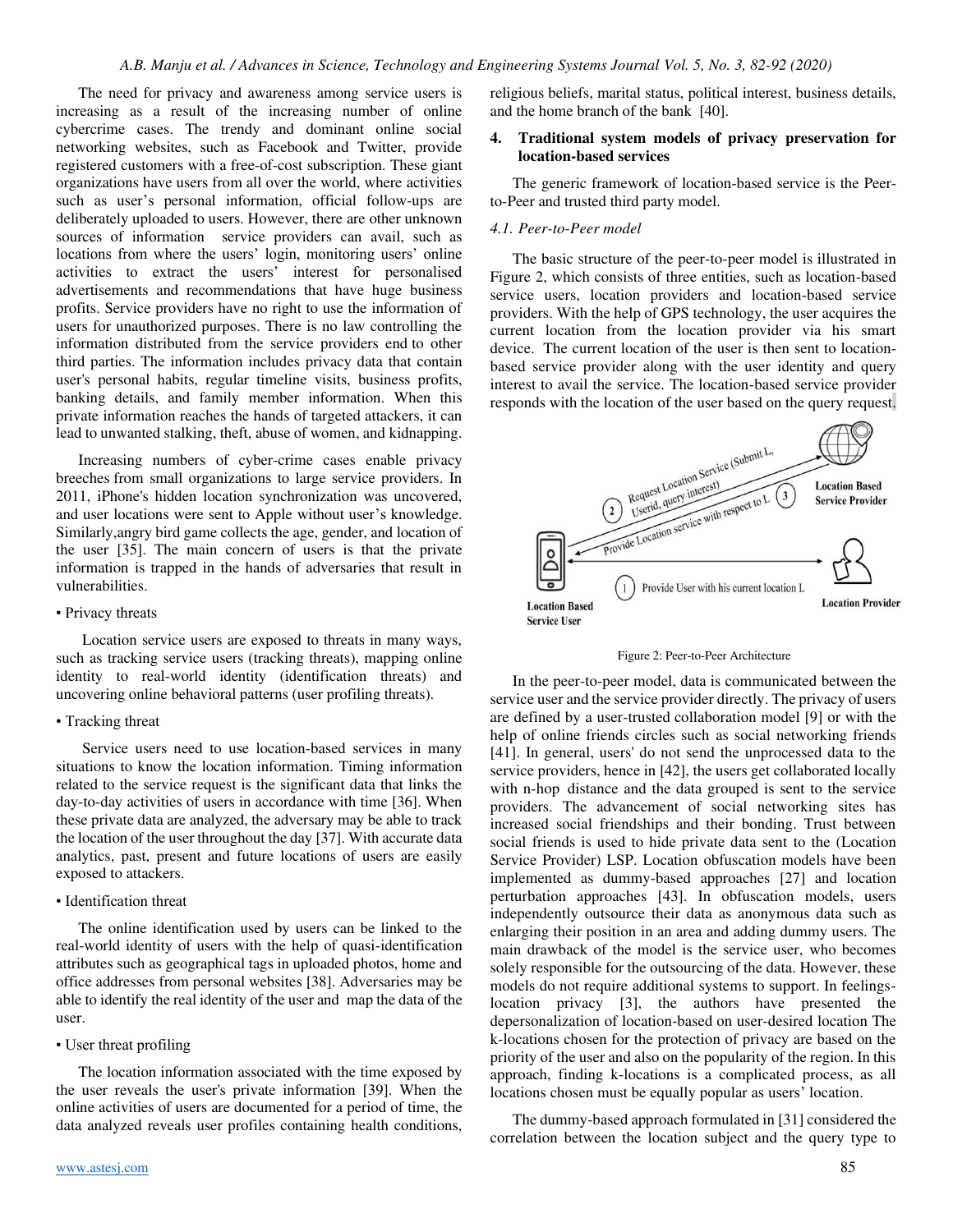The need for privacy and awareness among service users is increasing as a result of the increasing number of online cybercrime cases. The trendy and dominant online social networking websites, such as Facebook and Twitter, provide registered customers with a free-of-cost subscription. These giant organizations have users from all over the world, where activities such as user's personal information, official follow-ups are deliberately uploaded to users. However, there are other unknown sources of information service providers can avail, such as locations from where the users' login, monitoring users' online activities to extract the users' interest for personalised advertisements and recommendations that have huge business profits. Service providers have no right to use the information of users for unauthorized purposes. There is no law controlling the information distributed from the service providers end to other third parties. The information includes privacy data that contain user's personal habits, regular timeline visits, business profits, banking details, and family member information. When this private information reaches the hands of targeted attackers, it can lead to unwanted stalking, theft, abuse of women, and kidnapping.

Increasing numbers of cyber-crime cases enable privacy breeches from small organizations to large service providers. In 2011, iPhone's hidden location synchronization was uncovered, and user locations were sent to Apple without user's knowledge. Similarly,angry bird game collects the age, gender, and location of the user [35]. The main concern of users is that the private information is trapped in the hands of adversaries that result in vulnerabilities.

• Privacy threats

Location service users are exposed to threats in many ways, such as tracking service users (tracking threats), mapping online identity to real-world identity (identification threats) and uncovering online behavioral patterns (user profiling threats).

• Tracking threat

Service users need to use location-based services in many situations to know the location information. Timing information related to the service request is the significant data that links the day-to-day activities of users in accordance with time [36]. When these private data are analyzed, the adversary may be able to track the location of the user throughout the day [37]. With accurate data analytics, past, present and future locations of users are easily exposed to attackers.

• Identification threat

The online identification used by users can be linked to the real-world identity of users with the help of quasi-identification attributes such as geographical tags in uploaded photos, home and office addresses from personal websites [38]. Adversaries may be able to identify the real identity of the user and map the data of the user.

• User threat profiling

The location information associated with the time exposed by the user reveals the user's private information [39]. When the online activities of users are documented for a period of time, the data analyzed reveals user profiles containing health conditions, religious beliefs, marital status, political interest, business details, and the home branch of the bank [40].

## 4. Traditional system models of privacy preservation for location-based services

The generic framework of location-based service is the Peer-to-Peer and trusted third party model.

### *4.1. Peer-to-Peer model*

The basic structure of the peer-to-peer model is illustrated in Figure 2, which consists of three entities, such as location-based service users, location providers and location-based service providers. With the help of GPS technology, the user acquires the current location from the location provider via his smart device. The current location of the user is then sent to location-based service provider along with the user identity and query interest to avail the service. The location-based service provider responds with the location of the user based on the query request.

Figure 2: Peer-to-Peer Architecture

In the peer-to-peer model, data is communicated between the service user and the service provider directly. The privacy of users are defined by a user-trusted collaboration model [9] or with the help of online friends circles such as social networking friends [41]. In general, users' do not send the unprocessed data to the service providers, hence in [42], the users get collaborated locally with n-hop distance and the data grouped is sent to the service providers. The advancement of social networking sites has increased social friendships and their bonding. Trust between social friends is used to hide private data sent to the (Location Service Provider) LSP. Location obfuscation models have been implemented as dummy-based approaches [27] and location perturbation approaches [43]. In obfuscation models, users independently outsource their data as anonymous data such as enlarging their position in an area and adding dummy users. The main drawback of the model is the service user, who becomes solely responsible for the outsourcing of the data. However, these models do not require additional systems to support. In feelings-location privacy [3], the authors have presented the depersonalization of location-based on user-desired location The k-locations chosen for the protection of privacy are based on the priority of the user and also on the popularity of the region. In this approach, finding k-locations is a complicated process, as all locations chosen must be equally popular as users' location.

The dummy-based approach formulated in [31] considered the correlation between the location subject and the query type to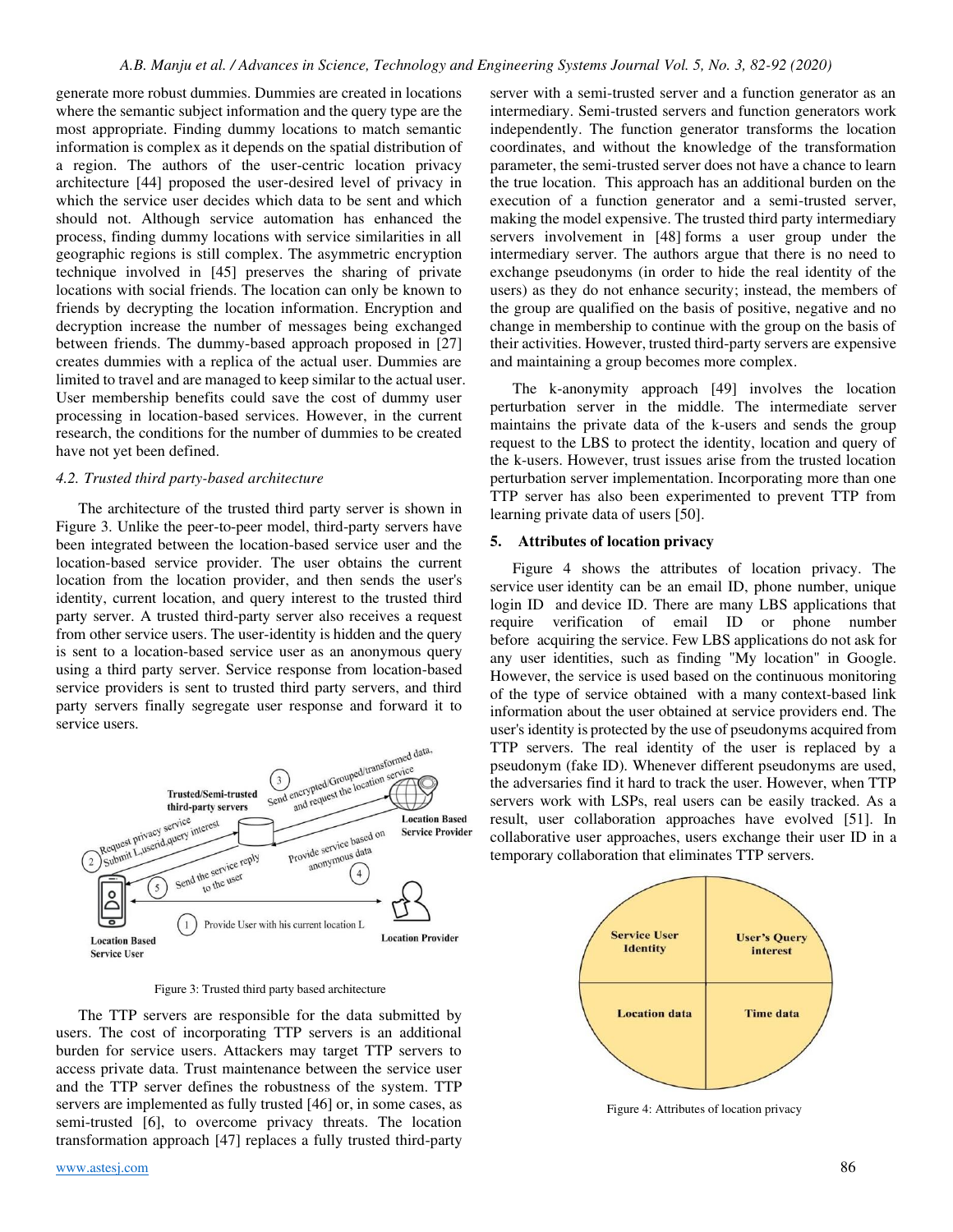generate more robust dummies. Dummies are created in locations where the semantic subject information and the query type are the most appropriate. Finding dummy locations to match semantic information is complex as it depends on the spatial distribution of a region. The authors of the user-centric location privacy architecture [44] proposed the user-desired level of privacy in which the service user decides which data to be sent and which should not. Although service automation has enhanced the process, finding dummy locations with service similarities in all geographic regions is still complex. The asymmetric encryption technique involved in [45] preserves the sharing of private locations with social friends. The location can only be known to friends by decrypting the location information. Encryption and decryption increase the number of messages being exchanged between friends. The dummy-based approach proposed in [27] creates dummies with a replica of the actual user. Dummies are limited to travel and are managed to keep similar to the actual user. User membership benefits could save the cost of dummy user processing in location-based services. However, in the current research, the conditions for the number of dummies to be created have not yet been defined.

### 4.2. Trusted third party-based architecture

The architecture of the trusted third party server is shown in Figure 3. Unlike the peer-to-peer model, third-party servers have been integrated between the location-based service user and the location-based service provider. The user obtains the current location from the location provider, and then sends the user's identity, current location, and query interest to the trusted third party server. A trusted third-party server also receives a request from other service users. The user-identity is hidden and the query is sent to a location-based service user as an anonymous query using a third party server. Service response from location-based service providers is sent to trusted third party servers, and third party servers finally segregate user response and forward it to service users.

Figure 3: Trusted third party based architecture

The TTP servers are responsible for the data submitted by users. The cost of incorporating TTP servers is an additional burden for service users. Attackers may target TTP servers to access private data. Trust maintenance between the service user and the TTP server defines the robustness of the system. TTP servers are implemented as fully trusted [46] or, in some cases, as semi-trusted [6], to overcome privacy threats. The location transformation approach [47] replaces a fully trusted third-party server with a semi-trusted server and a function generator as an intermediary. Semi-trusted servers and function generators work independently. The function generator transforms the location coordinates, and without the knowledge of the transformation parameter, the semi-trusted server does not have a chance to learn the true location. This approach has an additional burden on the execution of a function generator and a semi-trusted server, making the model expensive. The trusted third party intermediary servers involvement in [48] forms a user group under the intermediary server. The authors argue that there is no need to exchange pseudonyms (in order to hide the real identity of the users) as they do not enhance security; instead, the members of the group are qualified on the basis of positive, negative and no change in membership to continue with the group on the basis of their activities. However, trusted third-party servers are expensive and maintaining a group becomes more complex.

The k-anonymity approach [49] involves the location perturbation server in the middle. The intermediate server maintains the private data of the k-users and sends the group request to the LBS to protect the identity, location and query of the k-users. However, trust issues arise from the trusted location perturbation server implementation. Incorporating more than one TTP server has also been experimented to prevent TTP from learning private data of users [50].

## 5. Attributes of location privacy

Figure 4 shows the attributes of location privacy. The service user identity can be an email ID, phone number, unique login ID and device ID. There are many LBS applications that require verification of email ID or phone number before acquiring the service. Few LBS applications do not ask for any user identities, such as finding "My location" in Google. However, the service is used based on the continuous monitoring of the type of service obtained with a many context-based link information about the user obtained at service providers end. The user's identity is protected by the use of pseudonyms acquired from TTP servers. The real identity of the user is replaced by a pseudonym (fake ID). Whenever different pseudonyms are used, the adversaries find it hard to track the user. However, when TTP servers work with LSPs, real users can be easily tracked. As a result, user collaboration approaches have evolved [51]. In collaborative user approaches, users exchange their user ID in a temporary collaboration that eliminates TTP servers.

Figure 4: Attributes of location privacy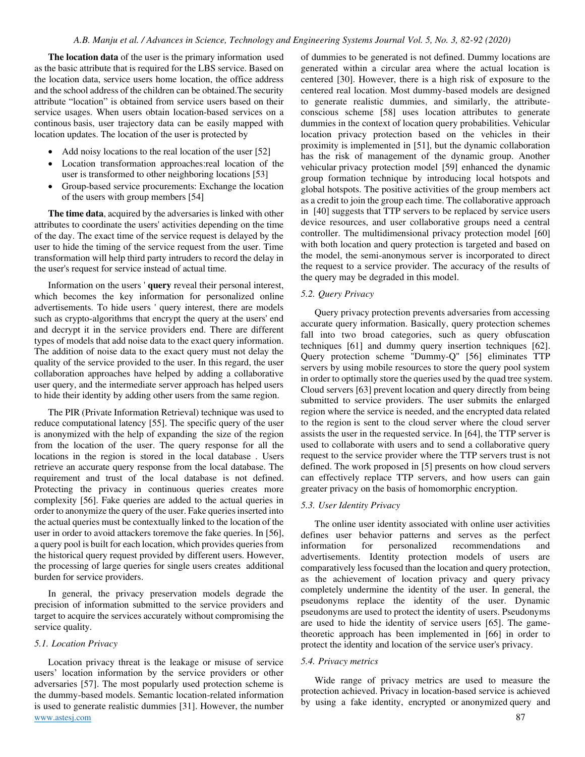**The location data** of the user is the primary information used as the basic attribute that is required for the LBS service. Based on the location data, service users home location, the office address and the school address of the children can be obtained.The security attribute "location" is obtained from service users based on their service usages. When users obtain location-based services on a continous basis, user trajectory data can be easily mapped with location updates. The location of the user is protected by

- Add noisy locations to the real location of the user [52]
- Location transformation approaches:real location of the user is transformed to other neighboring locations [53]
- Group-based service procurements: Exchange the location of the users with group members [54]

**The time data**, acquired by the adversaries is linked with other attributes to coordinate the users' activities depending on the time of the day. The exact time of the service request is delayed by the user to hide the timing of the service request from the user. Time transformation will help third party intruders to record the delay in the user's request for service instead of actual time.

Information on the users ' **query** reveal their personal interest, which becomes the key information for personalized online advertisements. To hide users ' query interest, there are models such as crypto-algorithms that encrypt the query at the users' end and decrypt it in the service providers end. There are different types of models that add noise data to the exact query information. The addition of noise data to the exact query must not delay the quality of the service provided to the user. In this regard, the user collaboration approaches have helped by adding a collaborative user query, and the intermediate server approach has helped users to hide their identity by adding other users from the same region.

The PIR (Private Information Retrieval) technique was used to reduce computational latency [55]. The specific query of the user is anonymized with the help of expanding the size of the region from the location of the user. The query response for all the locations in the region is stored in the local database . Users retrieve an accurate query response from the local database. The requirement and trust of the local database is not defined. Protecting the privacy in continuous queries creates more complexity [56]. Fake queries are added to the actual queries in order to anonymize the query of the user. Fake queries inserted into the actual queries must be contextually linked to the location of the user in order to avoid attackers toremove the fake queries. In [56], a query pool is built for each location, which provides queries from the historical query request provided by different users. However, the processing of large queries for single users creates additional burden for service providers.

In general, the privacy preservation models degrade the precision of information submitted to the service providers and target to acquire the services accurately without compromising the service quality.

### 5.1. Location Privacy

Location privacy threat is the leakage or misuse of service users' location information by the service providers or other adversaries [57]. The most popularly used protection scheme is the dummy-based models. Semantic location-related information is used to generate realistic dummies [31]. However, the number of dummies to be generated is not defined. Dummy locations are generated within a circular area where the actual location is centered [30]. However, there is a high risk of exposure to the centered real location. Most dummy-based models are designed to generate realistic dummies, and similarly, the attribute-conscious scheme [58] uses location attributes to generate dummies in the context of location query probabilities. Vehicular location privacy protection based on the vehicles in their proximity is implemented in [51], but the dynamic collaboration has the risk of management of the dynamic group. Another vehicular privacy protection model [59] enhanced the dynamic group formation technique by introducing local hotspots and global hotspots. The positive activities of the group members act as a credit to join the group each time. The collaborative approach in [40] suggests that TTP servers to be replaced by service users device resources, and user collaborative groups need a central controller. The multidimensional privacy protection model [60] with both location and query protection is targeted and based on the model, the semi-anonymous server is incorporated to direct the request to a service provider. The accuracy of the results of the query may be degraded in this model.

### 5.2. Query Privacy

Query privacy protection prevents adversaries from accessing accurate query information. Basically, query protection schemes fall into two broad categories, such as query obfuscation techniques [61] and dummy query insertion techniques [62]. Query protection scheme "Dummy-Q" [56] eliminates TTP servers by using mobile resources to store the query pool system in order to optimally store the queries used by the quad tree system. Cloud servers [63] prevent location and query directly from being submitted to service providers. The user submits the enlarged region where the service is needed, and the encrypted data related to the region is sent to the cloud server where the cloud server assists the user in the requested service. In [64], the TTP server is used to collaborate with users and to send a collaborative query request to the service provider where the TTP servers trust is not defined. The work proposed in [5] presents on how cloud servers can effectively replace TTP servers, and how users can gain greater privacy on the basis of homomorphic encryption.

### 5.3. User Identity Privacy

The online user identity associated with online user activities defines user behavior patterns and serves as the perfect information for personalized recommendations and advertisements. Identity protection models of users are comparatively less focused than the location and query protection, as the achievement of location privacy and query privacy completely undermine the identity of the user. In general, the pseudonyms replace the identity of the user. Dynamic pseudonyms are used to protect the identity of users. Pseudonyms are used to hide the identity of service users [65]. The game-theoretic approach has been implemented in [66] in order to protect the identity and location of the service user's privacy.

### 5.4. Privacy metrics

Wide range of privacy metrics are used to measure the protection achieved. Privacy in location-based service is achieved by using a fake identity, encrypted or anonymized query and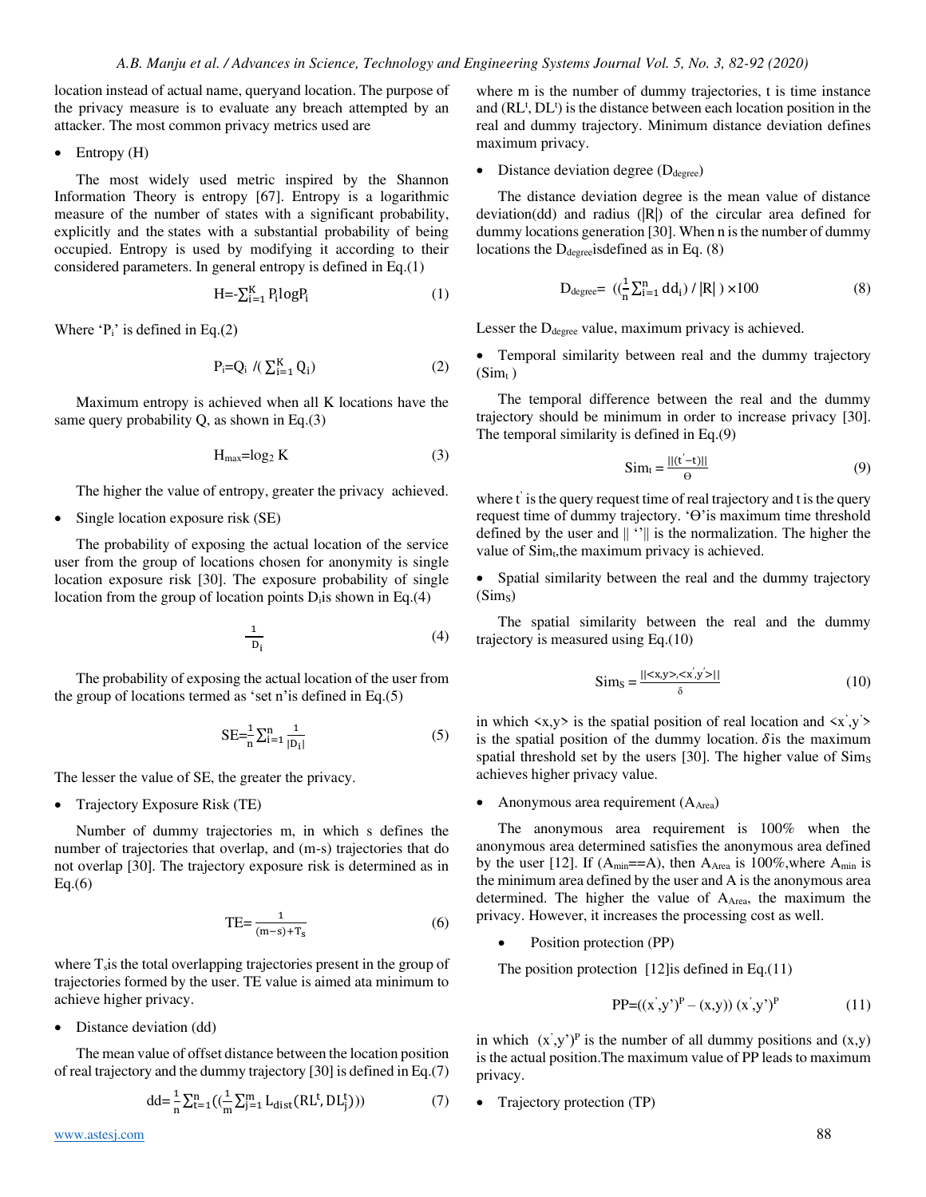location instead of actual name, queryand location. The purpose of the privacy measure is to evaluate any breach attempted by an attacker. The most common privacy metrics used are

- Entropy (H)

The most widely used metric inspired by the Shannon Information Theory is entropy [67]. Entropy is a logarithmic measure of the number of states with a significant probability, explicitly and the states with a substantial probability of being occupied. Entropy is used by modifying it according to their considered parameters. In general entropy is defined in Eq.(1)

$$H=-\sum_{i=1}^{K} P_i \log P_i \tag{1}$$

Where '$P_i$' is defined in Eq.(2)

$$P_i=Q_i \;/ \left( \sum_{i=1}^{K} Q_i \right) \tag{2}$$

Maximum entropy is achieved when all K locations have the same query probability Q, as shown in Eq.(3)

$$H_{max}=\log_2 K \tag{3}$$

The higher the value of entropy, greater the privacy achieved.

- Single location exposure risk (SE)

The probability of exposing the actual location of the service user from the group of locations chosen for anonymity is single location exposure risk [30]. The exposure probability of single location from the group of location points $D_i$ is shown in Eq.(4)

$$\frac{1}{D_i} \tag{4}$$

The probability of exposing the actual location of the user from the group of locations termed as 'set n' is defined in Eq.(5)

$$SE=\frac{1}{n}\sum_{i=1}^{n}\frac{1}{|D_i|} \tag{5}$$

The lesser the value of SE, the greater the privacy.

- Trajectory Exposure Risk (TE)

Number of dummy trajectories m, in which s defines the number of trajectories that overlap, and (m-s) trajectories that do not overlap [30]. The trajectory exposure risk is determined as in Eq.(6)

$$TE=\frac{1}{(m-s)+T_s} \tag{6}$$

where $T_s$ is the total overlapping trajectories present in the group of trajectories formed by the user. TE value is aimed ata minimum to achieve higher privacy.

- Distance deviation (dd)

The mean value of offset distance between the location position of real trajectory and the dummy trajectory [30] is defined in Eq.(7)

$$dd=\frac{1}{n}\sum_{t=1}^{n}\left(\left(\frac{1}{m}\sum_{j=1}^{m} L_{dist}(RL^t, DL_j^t)\right)\right) \tag{7}$$

where m is the number of dummy trajectories, t is time instance and ($RL^t$, $DL^t$) is the distance between each location position in the real and dummy trajectory. Minimum distance deviation defines maximum privacy.

- Distance deviation degree ($D_{degree}$)

The distance deviation degree is the mean value of distance deviation(dd) and radius (|R|) of the circular area defined for dummy locations generation [30]. When n is the number of dummy locations the $D_{degree}$ isdefined as in Eq. (8)

$$D_{degree}= \left(\left(\frac{1}{n}\sum_{i=1}^{n} dd_i\right) / |R| \right) \times 100 \tag{8}$$

Lesser the $D_{degree}$ value, maximum privacy is achieved.

- Temporal similarity between real and the dummy trajectory ($Sim_t$ )

The temporal difference between the real and the dummy trajectory should be minimum in order to increase privacy [30]. The temporal similarity is defined in Eq.(9)

$$Sim_t = \frac{||(t'-t)||}{\Theta} \tag{9}$$

where $t'$ is the query request time of real trajectory and t is the query request time of dummy trajectory. 'Ɵ'is maximum time threshold defined by the user and || ''|| is the normalization. The higher the value of $Sim_t$,the maximum privacy is achieved.

- Spatial similarity between the real and the dummy trajectory ($Sim_S$)

The spatial similarity between the real and the dummy trajectory is measured using Eq.(10)

$$Sim_S = \frac{||<x,y>,<x',y'>||}{\delta} \tag{10}$$

in which <x,y> is the spatial position of real location and <x',y'> is the spatial position of the dummy location. $\delta$ is the maximum spatial threshold set by the users [30]. The higher value of $Sim_S$ achieves higher privacy value.

- Anonymous area requirement ($A_{Area}$)

The anonymous area requirement is 100% when the anonymous area determined satisfies the anonymous area defined by the user [12]. If ($A_{min}$==A), then $A_{Area}$ is 100%,where $A_{min}$ is the minimum area defined by the user and A is the anonymous area determined. The higher the value of $A_{Area}$, the maximum the privacy. However, it increases the processing cost as well.

- Position protection (PP)

The position protection [12]is defined in Eq.(11)

$$PP=((x',y')^P - (x,y))\,(x',y')^P \tag{11}$$

in which $(x',y')^P$ is the number of all dummy positions and (x,y) is the actual position.The maximum value of PP leads to maximum privacy.

- Trajectory protection (TP)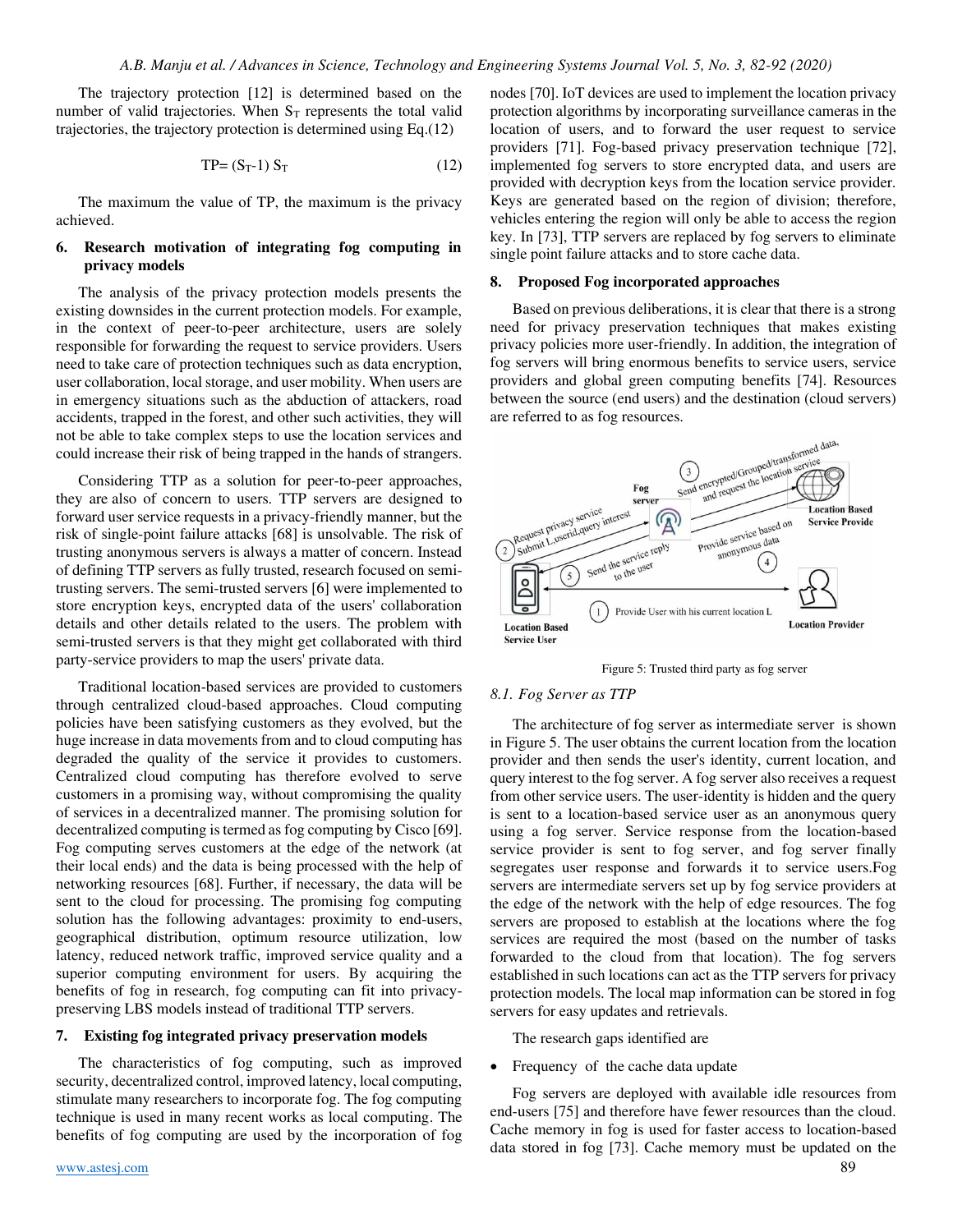The trajectory protection [12] is determined based on the number of valid trajectories. When $S_T$ represents the total valid trajectories, the trajectory protection is determined using Eq.(12)

$$TP= (S_T\text{-}1)\ S_T \tag{12}$$

The maximum the value of TP, the maximum is the privacy achieved.

## 6. Research motivation of integrating fog computing in privacy models

The analysis of the privacy protection models presents the existing downsides in the current protection models. For example, in the context of peer-to-peer architecture, users are solely responsible for forwarding the request to service providers. Users need to take care of protection techniques such as data encryption, user collaboration, local storage, and user mobility. When users are in emergency situations such as the abduction of attackers, road accidents, trapped in the forest, and other such activities, they will not be able to take complex steps to use the location services and could increase their risk of being trapped in the hands of strangers.

Considering TTP as a solution for peer-to-peer approaches, they are also of concern to users. TTP servers are designed to forward user service requests in a privacy-friendly manner, but the risk of single-point failure attacks [68] is unsolvable. The risk of trusting anonymous servers is always a matter of concern. Instead of defining TTP servers as fully trusted, research focused on semi-trusting servers. The semi-trusted servers [6] were implemented to store encryption keys, encrypted data of the users' collaboration details and other details related to the users. The problem with semi-trusted servers is that they might get collaborated with third party-service providers to map the users' private data.

Traditional location-based services are provided to customers through centralized cloud-based approaches. Cloud computing policies have been satisfying customers as they evolved, but the huge increase in data movements from and to cloud computing has degraded the quality of the service it provides to customers. Centralized cloud computing has therefore evolved to serve customers in a promising way, without compromising the quality of services in a decentralized manner. The promising solution for decentralized computing is termed as fog computing by Cisco [69]. Fog computing serves customers at the edge of the network (at their local ends) and the data is being processed with the help of networking resources [68]. Further, if necessary, the data will be sent to the cloud for processing. The promising fog computing solution has the following advantages: proximity to end-users, geographical distribution, optimum resource utilization, low latency, reduced network traffic, improved service quality and a superior computing environment for users. By acquiring the benefits of fog in research, fog computing can fit into privacy-preserving LBS models instead of traditional TTP servers.

## 7. Existing fog integrated privacy preservation models

The characteristics of fog computing, such as improved security, decentralized control, improved latency, local computing, stimulate many researchers to incorporate fog. The fog computing technique is used in many recent works as local computing. The benefits of fog computing are used by the incorporation of fog nodes [70]. IoT devices are used to implement the location privacy protection algorithms by incorporating surveillance cameras in the location of users, and to forward the user request to service providers [71]. Fog-based privacy preservation technique [72], implemented fog servers to store encrypted data, and users are provided with decryption keys from the location service provider. Keys are generated based on the region of division; therefore, vehicles entering the region will only be able to access the region key. In [73], TTP servers are replaced by fog servers to eliminate single point failure attacks and to store cache data.

## 8. Proposed Fog incorporated approaches

Based on previous deliberations, it is clear that there is a strong need for privacy preservation techniques that makes existing privacy policies more user-friendly. In addition, the integration of fog servers will bring enormous benefits to service users, service providers and global green computing benefits [74]. Resources between the source (end users) and the destination (cloud servers) are referred to as fog resources.

Figure 5: Trusted third party as fog server

### 8.1. Fog Server as TTP

The architecture of fog server as intermediate server is shown in Figure 5. The user obtains the current location from the location provider and then sends the user's identity, current location, and query interest to the fog server. A fog server also receives a request from other service users. The user-identity is hidden and the query is sent to a location-based service user as an anonymous query using a fog server. Service response from the location-based service provider is sent to fog server, and fog server finally segregates user response and forwards it to service users.Fog servers are intermediate servers set up by fog service providers at the edge of the network with the help of edge resources. The fog servers are proposed to establish at the locations where the fog services are required the most (based on the number of tasks forwarded to the cloud from that location). The fog servers established in such locations can act as the TTP servers for privacy protection models. The local map information can be stored in fog servers for easy updates and retrievals.

The research gaps identified are

- Frequency of the cache data update

Fog servers are deployed with available idle resources from end-users [75] and therefore have fewer resources than the cloud. Cache memory in fog is used for faster access to location-based data stored in fog [73]. Cache memory must be updated on the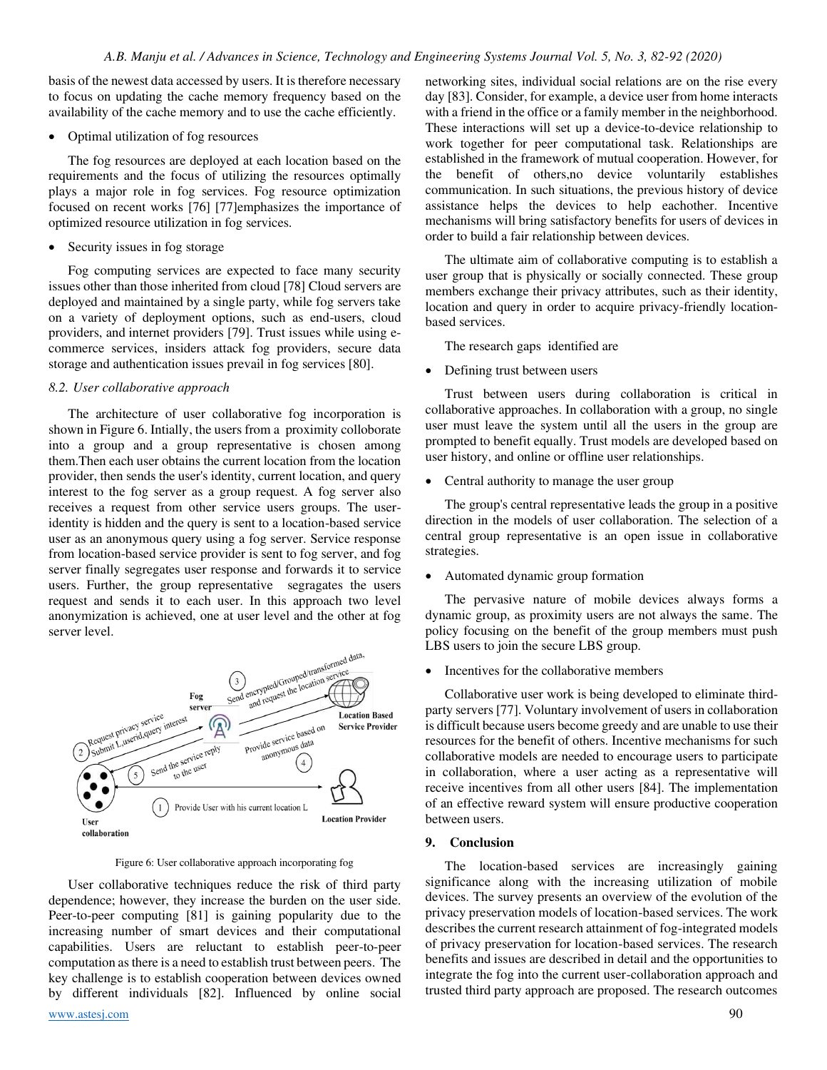basis of the newest data accessed by users. It is therefore necessary to focus on updating the cache memory frequency based on the availability of the cache memory and to use the cache efficiently.

- Optimal utilization of fog resources

The fog resources are deployed at each location based on the requirements and the focus of utilizing the resources optimally plays a major role in fog services. Fog resource optimization focused on recent works [76] [77]emphasizes the importance of optimized resource utilization in fog services.

- Security issues in fog storage

Fog computing services are expected to face many security issues other than those inherited from cloud [78] Cloud servers are deployed and maintained by a single party, while fog servers take on a variety of deployment options, such as end-users, cloud providers, and internet providers [79]. Trust issues while using e-commerce services, insiders attack fog providers, secure data storage and authentication issues prevail in fog services [80].

### 8.2. User collaborative approach

The architecture of user collaborative fog incorporation is shown in Figure 6. Intially, the users from a proximity colloborate into a group and a group representative is chosen among them.Then each user obtains the current location from the location provider, then sends the user's identity, current location, and query interest to the fog server as a group request. A fog server also receives a request from other service users groups. The user-identity is hidden and the query is sent to a location-based service user as an anonymous query using a fog server. Service response from location-based service provider is sent to fog server, and fog server finally segregates user response and forwards it to service users. Further, the group representative segragates the users request and sends it to each user. In this approach two level anonymization is achieved, one at user level and the other at fog server level.

Figure 6: User collaborative approach incorporating fog

User collaborative techniques reduce the risk of third party dependence; however, they increase the burden on the user side. Peer-to-peer computing [81] is gaining popularity due to the increasing number of smart devices and their computational capabilities. Users are reluctant to establish peer-to-peer computation as there is a need to establish trust between peers. The key challenge is to establish cooperation between devices owned by different individuals [82]. Influenced by online social networking sites, individual social relations are on the rise every day [83]. Consider, for example, a device user from home interacts with a friend in the office or a family member in the neighborhood. These interactions will set up a device-to-device relationship to work together for peer computational task. Relationships are established in the framework of mutual cooperation. However, for the benefit of others,no device voluntarily establishes communication. In such situations, the previous history of device assistance helps the devices to help eachother. Incentive mechanisms will bring satisfactory benefits for users of devices in order to build a fair relationship between devices.

The ultimate aim of collaborative computing is to establish a user group that is physically or socially connected. These group members exchange their privacy attributes, such as their identity, location and query in order to acquire privacy-friendly location-based services.

The research gaps identified are

- Defining trust between users

Trust between users during collaboration is critical in collaborative approaches. In collaboration with a group, no single user must leave the system until all the users in the group are prompted to benefit equally. Trust models are developed based on user history, and online or offline user relationships.

- Central authority to manage the user group

The group's central representative leads the group in a positive direction in the models of user collaboration. The selection of a central group representative is an open issue in collaborative strategies.

- Automated dynamic group formation

The pervasive nature of mobile devices always forms a dynamic group, as proximity users are not always the same. The policy focusing on the benefit of the group members must push LBS users to join the secure LBS group.

- Incentives for the collaborative members

Collaborative user work is being developed to eliminate third-party servers [77]. Voluntary involvement of users in collaboration is difficult because users become greedy and are unable to use their resources for the benefit of others. Incentive mechanisms for such collaborative models are needed to encourage users to participate in collaboration, where a user acting as a representative will receive incentives from all other users [84]. The implementation of an effective reward system will ensure productive cooperation between users.

## 9. Conclusion

The location-based services are increasingly gaining significance along with the increasing utilization of mobile devices. The survey presents an overview of the evolution of the privacy preservation models of location-based services. The work describes the current research attainment of fog-integrated models of privacy preservation for location-based services. The research benefits and issues are described in detail and the opportunities to integrate the fog into the current user-collaboration approach and trusted third party approach are proposed. The research outcomes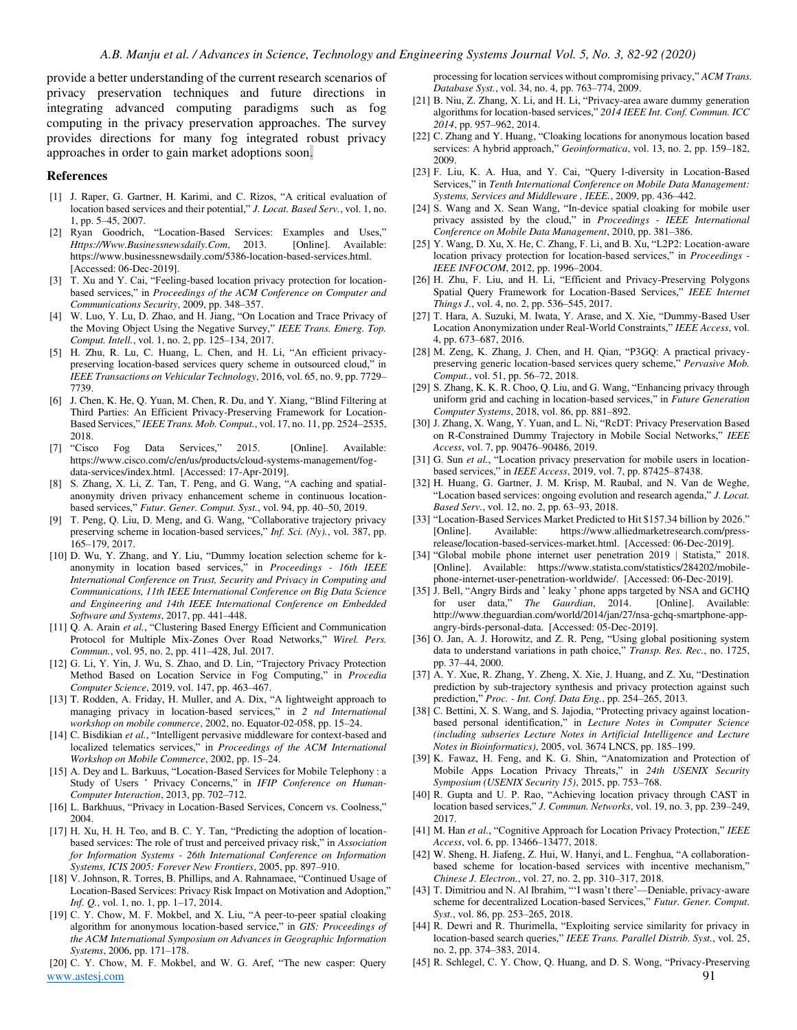provide a better understanding of the current research scenarios of privacy preservation techniques and future directions in integrating advanced computing paradigms such as fog computing in the privacy preservation approaches. The survey provides directions for many fog integrated robust privacy approaches in order to gain market adoptions soon.

## References

[1] J. Raper, G. Gartner, H. Karimi, and C. Rizos, "A critical evaluation of location based services and their potential," *J. Locat. Based Serv.*, vol. 1, no. 1, pp. 5–45, 2007.

[2] Ryan Goodrich, "Location-Based Services: Examples and Uses," *Https://Www.Businessnewsdaily.Com*, 2013. [Online]. Available: https://www.businessnewsdaily.com/5386-location-based-services.html. [Accessed: 06-Dec-2019].

[3] T. Xu and Y. Cai, "Feeling-based location privacy protection for location-based services," in *Proceedings of the ACM Conference on Computer and Communications Security*, 2009, pp. 348–357.

[4] W. Luo, Y. Lu, D. Zhao, and H. Jiang, "On Location and Trace Privacy of the Moving Object Using the Negative Survey," *IEEE Trans. Emerg. Top. Comput. Intell.*, vol. 1, no. 2, pp. 125–134, 2017.

[5] H. Zhu, R. Lu, C. Huang, L. Chen, and H. Li, "An efficient privacy-preserving location-based services query scheme in outsourced cloud," in *IEEE Transactions on Vehicular Technology*, 2016, vol. 65, no. 9, pp. 7729–7739.

[6] J. Chen, K. He, Q. Yuan, M. Chen, R. Du, and Y. Xiang, "Blind Filtering at Third Parties: An Efficient Privacy-Preserving Framework for Location-Based Services," *IEEE Trans. Mob. Comput.*, vol. 17, no. 11, pp. 2524–2535, 2018.

[7] "Cisco Fog Data Services," 2015. [Online]. Available: https://www.cisco.com/c/en/us/products/cloud-systems-management/fog-data-services/index.html. [Accessed: 17-Apr-2019].

[8] S. Zhang, X. Li, Z. Tan, T. Peng, and G. Wang, "A caching and spatial-anonymity driven privacy enhancement scheme in continuous location-based services," *Futur. Gener. Comput. Syst.*, vol. 94, pp. 40–50, 2019.

[9] T. Peng, Q. Liu, D. Meng, and G. Wang, "Collaborative trajectory privacy preserving scheme in location-based services," *Inf. Sci. (Ny).*, vol. 387, pp. 165–179, 2017.

[10] D. Wu, Y. Zhang, and Y. Liu, "Dummy location selection scheme for k-anonymity in location based services," in *Proceedings - 16th IEEE International Conference on Trust, Security and Privacy in Computing and Communications, 11th IEEE International Conference on Big Data Science and Engineering and 14th IEEE International Conference on Embedded Software and Systems*, 2017, pp. 441–448.

[11] Q. A. Arain *et al.*, "Clustering Based Energy Efficient and Communication Protocol for Multiple Mix-Zones Over Road Networks," *Wirel. Pers. Commun.*, vol. 95, no. 2, pp. 411–428, Jul. 2017.

[12] G. Li, Y. Yin, J. Wu, S. Zhao, and D. Lin, "Trajectory Privacy Protection Method Based on Location Service in Fog Computing," in *Procedia Computer Science*, 2019, vol. 147, pp. 463–467.

[13] T. Rodden, A. Friday, H. Muller, and A. Dix, "A lightweight approach to managing privacy in location-based services," in *2 nd International workshop on mobile commerce*, 2002, no. Equator-02-058, pp. 15–24.

[14] C. Bisdikian *et al.*, "Intelligent pervasive middleware for context-based and localized telematics services," in *Proceedings of the ACM International Workshop on Mobile Commerce*, 2002, pp. 15–24.

[15] A. Dey and L. Barkuus, "Location-Based Services for Mobile Telephony : a Study of Users ' Privacy Concerns," in *IFIP Conference on Human-Computer Interaction*, 2013, pp. 702–712.

[16] L. Barkhuus, "Privacy in Location-Based Services, Concern vs. Coolness," 2004.

[17] H. Xu, H. H. Teo, and B. C. Y. Tan, "Predicting the adoption of location-based services: The role of trust and perceived privacy risk," in *Association for Information Systems - 26th International Conference on Information Systems, ICIS 2005: Forever New Frontiers*, 2005, pp. 897–910.

[18] V. Johnson, R. Torres, B. Phillips, and A. Rahnamaee, "Continued Usage of Location-Based Services: Privacy Risk Impact on Motivation and Adoption," *Inf. Q.*, vol. 1, no. 1, pp. 1–17, 2014.

[19] C. Y. Chow, M. F. Mokbel, and X. Liu, "A peer-to-peer spatial cloaking algorithm for anonymous location-based service," in *GIS: Proceedings of the ACM International Symposium on Advances in Geographic Information Systems*, 2006, pp. 171–178.

[20] C. Y. Chow, M. F. Mokbel, and W. G. Aref, "The new casper: Query processing for location services without compromising privacy," *ACM Trans. Database Syst.*, vol. 34, no. 4, pp. 763–774, 2009.

[21] B. Niu, Z. Zhang, X. Li, and H. Li, "Privacy-area aware dummy generation algorithms for location-based services," *2014 IEEE Int. Conf. Commun. ICC 2014*, pp. 957–962, 2014.

[22] C. Zhang and Y. Huang, "Cloaking locations for anonymous location based services: A hybrid approach," *Geoinformatica*, vol. 13, no. 2, pp. 159–182, 2009.

[23] F. Liu, K. A. Hua, and Y. Cai, "Query l-diversity in Location-Based Services," in *Tenth International Conference on Mobile Data Management: Systems, Services and Middleware , IEEE.*, 2009, pp. 436–442.

[24] S. Wang and X. Sean Wang, "In-device spatial cloaking for mobile user privacy assisted by the cloud," in *Proceedings - IEEE International Conference on Mobile Data Management*, 2010, pp. 381–386.

[25] Y. Wang, D. Xu, X. He, C. Zhang, F. Li, and B. Xu, "L2P2: Location-aware location privacy protection for location-based services," in *Proceedings - IEEE INFOCOM*, 2012, pp. 1996–2004.

[26] H. Zhu, F. Liu, and H. Li, "Efficient and Privacy-Preserving Polygons Spatial Query Framework for Location-Based Services," *IEEE Internet Things J.*, vol. 4, no. 2, pp. 536–545, 2017.

[27] T. Hara, A. Suzuki, M. Iwata, Y. Arase, and X. Xie, "Dummy-Based User Location Anonymization under Real-World Constraints," *IEEE Access*, vol. 4, pp. 673–687, 2016.

[28] M. Zeng, K. Zhang, J. Chen, and H. Qian, "P3GQ: A practical privacy-preserving generic location-based services query scheme," *Pervasive Mob. Comput.*, vol. 51, pp. 56–72, 2018.

[29] S. Zhang, K. K. R. Choo, Q. Liu, and G. Wang, "Enhancing privacy through uniform grid and caching in location-based services," in *Future Generation Computer Systems*, 2018, vol. 86, pp. 881–892.

[30] J. Zhang, X. Wang, Y. Yuan, and L. Ni, "RcDT: Privacy Preservation Based on R-Constrained Dummy Trajectory in Mobile Social Networks," *IEEE Access*, vol. 7, pp. 90476–90486, 2019.

[31] G. Sun *et al.*, "Location privacy preservation for mobile users in location-based services," in *IEEE Access*, 2019, vol. 7, pp. 87425–87438.

[32] H. Huang, G. Gartner, J. M. Krisp, M. Raubal, and N. Van de Weghe, "Location based services: ongoing evolution and research agenda," *J. Locat. Based Serv.*, vol. 12, no. 2, pp. 63–93, 2018.

[33] "Location-Based Services Market Predicted to Hit $157.34 billion by 2026." [Online]. Available: https://www.alliedmarketresearch.com/press-release/location-based-services-market.html. [Accessed: 06-Dec-2019].

[34] "Global mobile phone internet user penetration 2019 | Statista," 2018. [Online]. Available: https://www.statista.com/statistics/284202/mobile-phone-internet-user-penetration-worldwide/. [Accessed: 06-Dec-2019].

[35] J. Bell, "Angry Birds and ' leaky ' phone apps targeted by NSA and GCHQ for user data," *The Gaurdian*, 2014. [Online]. Available: http://www.theguardian.com/world/2014/jan/27/nsa-gchq-smartphone-app-angry-birds-personal-data. [Accessed: 05-Dec-2019].

[36] O. Jan, A. J. Horowitz, and Z. R. Peng, "Using global positioning system data to understand variations in path choice," *Transp. Res. Rec.*, no. 1725, pp. 37–44, 2000.

[37] A. Y. Xue, R. Zhang, Y. Zheng, X. Xie, J. Huang, and Z. Xu, "Destination prediction by sub-trajectory synthesis and privacy protection against such prediction," *Proc. - Int. Conf. Data Eng.*, pp. 254–265, 2013.

[38] C. Bettini, X. S. Wang, and S. Jajodia, "Protecting privacy against location-based personal identification," in *Lecture Notes in Computer Science (including subseries Lecture Notes in Artificial Intelligence and Lecture Notes in Bioinformatics)*, 2005, vol. 3674 LNCS, pp. 185–199.

[39] K. Fawaz, H. Feng, and K. G. Shin, "Anatomization and Protection of Mobile Apps Location Privacy Threats," in *24th USENIX Security Symposium (USENIX Security 15)*, 2015, pp. 753–768.

[40] R. Gupta and U. P. Rao, "Achieving location privacy through CAST in location based services," *J. Commun. Networks*, vol. 19, no. 3, pp. 239–249, 2017.

[41] M. Han *et al.*, "Cognitive Approach for Location Privacy Protection," *IEEE Access*, vol. 6, pp. 13466–13477, 2018.

[42] W. Sheng, H. Jiafeng, Z. Hui, W. Hanyi, and L. Fenghua, "A collaboration-based scheme for location-based services with incentive mechanism," *Chinese J. Electron.*, vol. 27, no. 2, pp. 310–317, 2018.

[43] T. Dimitriou and N. Al Ibrahim, "'I wasn't there'—Deniable, privacy-aware scheme for decentralized Location-based Services," *Futur. Gener. Comput. Syst.*, vol. 86, pp. 253–265, 2018.

[44] R. Dewri and R. Thurimella, "Exploiting service similarity for privacy in location-based search queries," *IEEE Trans. Parallel Distrib. Syst.*, vol. 25, no. 2, pp. 374–383, 2014.

[45] R. Schlegel, C. Y. Chow, Q. Huang, and D. S. Wong, "Privacy-Preserving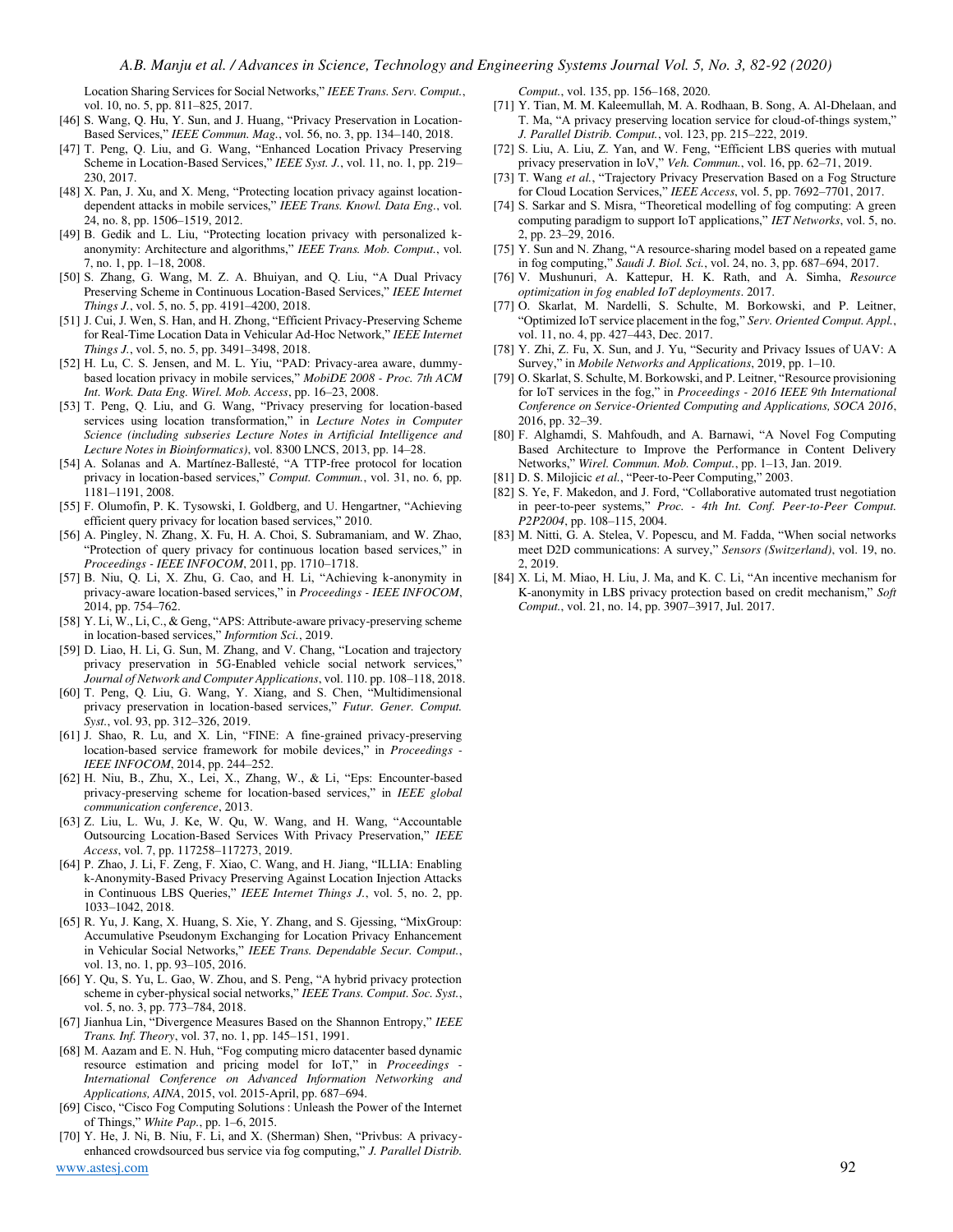Location Sharing Services for Social Networks," *IEEE Trans. Serv. Comput.*, vol. 10, no. 5, pp. 811–825, 2017.

[46] S. Wang, Q. Hu, Y. Sun, and J. Huang, "Privacy Preservation in Location-Based Services," *IEEE Commun. Mag.*, vol. 56, no. 3, pp. 134–140, 2018.

[47] T. Peng, Q. Liu, and G. Wang, "Enhanced Location Privacy Preserving Scheme in Location-Based Services," *IEEE Syst. J.*, vol. 11, no. 1, pp. 219–230, 2017.

[48] X. Pan, J. Xu, and X. Meng, "Protecting location privacy against location-dependent attacks in mobile services," *IEEE Trans. Knowl. Data Eng.*, vol. 24, no. 8, pp. 1506–1519, 2012.

[49] B. Gedik and L. Liu, "Protecting location privacy with personalized k-anonymity: Architecture and algorithms," *IEEE Trans. Mob. Comput.*, vol. 7, no. 1, pp. 1–18, 2008.

[50] S. Zhang, G. Wang, M. Z. A. Bhuiyan, and Q. Liu, "A Dual Privacy Preserving Scheme in Continuous Location-Based Services," *IEEE Internet Things J.*, vol. 5, no. 5, pp. 4191–4200, 2018.

[51] J. Cui, J. Wen, S. Han, and H. Zhong, "Efficient Privacy-Preserving Scheme for Real-Time Location Data in Vehicular Ad-Hoc Network," *IEEE Internet Things J.*, vol. 5, no. 5, pp. 3491–3498, 2018.

[52] H. Lu, C. S. Jensen, and M. L. Yiu, "PAD: Privacy-area aware, dummy-based location privacy in mobile services," *MobiDE 2008 - Proc. 7th ACM Int. Work. Data Eng. Wirel. Mob. Access*, pp. 16–23, 2008.

[53] T. Peng, Q. Liu, and G. Wang, "Privacy preserving for location-based services using location transformation," in *Lecture Notes in Computer Science (including subseries Lecture Notes in Artificial Intelligence and Lecture Notes in Bioinformatics)*, vol. 8300 LNCS, 2013, pp. 14–28.

[54] A. Solanas and A. Martínez-Ballesté, "A TTP-free protocol for location privacy in location-based services," *Comput. Commun.*, vol. 31, no. 6, pp. 1181–1191, 2008.

[55] F. Olumofin, P. K. Tysowski, I. Goldberg, and U. Hengartner, "Achieving efficient query privacy for location based services," 2010.

[56] A. Pingley, N. Zhang, X. Fu, H. A. Choi, S. Subramaniam, and W. Zhao, "Protection of query privacy for continuous location based services," in *Proceedings - IEEE INFOCOM*, 2011, pp. 1710–1718.

[57] B. Niu, Q. Li, X. Zhu, G. Cao, and H. Li, "Achieving k-anonymity in privacy-aware location-based services," in *Proceedings - IEEE INFOCOM*, 2014, pp. 754–762.

[58] Y. Li, W., Li, C., & Geng, "APS: Attribute-aware privacy-preserving scheme in location-based services," *Informtion Sci.*, 2019.

[59] D. Liao, H. Li, G. Sun, M. Zhang, and V. Chang, "Location and trajectory privacy preservation in 5G-Enabled vehicle social network services," *Journal of Network and Computer Applications*, vol. 110. pp. 108–118, 2018.

[60] T. Peng, Q. Liu, G. Wang, Y. Xiang, and S. Chen, "Multidimensional privacy preservation in location-based services," *Futur. Gener. Comput. Syst.*, vol. 93, pp. 312–326, 2019.

[61] J. Shao, R. Lu, and X. Lin, "FINE: A fine-grained privacy-preserving location-based service framework for mobile devices," in *Proceedings - IEEE INFOCOM*, 2014, pp. 244–252.

[62] H. Niu, B., Zhu, X., Lei, X., Zhang, W., & Li, "Eps: Encounter-based privacy-preserving scheme for location-based services," in *IEEE global communication conference*, 2013.

[63] Z. Liu, L. Wu, J. Ke, W. Qu, W. Wang, and H. Wang, "Accountable Outsourcing Location-Based Services With Privacy Preservation," *IEEE Access*, vol. 7, pp. 117258–117273, 2019.

[64] P. Zhao, J. Li, F. Zeng, F. Xiao, C. Wang, and H. Jiang, "ILLIA: Enabling k-Anonymity-Based Privacy Preserving Against Location Injection Attacks in Continuous LBS Queries," *IEEE Internet Things J.*, vol. 5, no. 2, pp. 1033–1042, 2018.

[65] R. Yu, J. Kang, X. Huang, S. Xie, Y. Zhang, and S. Gjessing, "MixGroup: Accumulative Pseudonym Exchanging for Location Privacy Enhancement in Vehicular Social Networks," *IEEE Trans. Dependable Secur. Comput.*, vol. 13, no. 1, pp. 93–105, 2016.

[66] Y. Qu, S. Yu, L. Gao, W. Zhou, and S. Peng, "A hybrid privacy protection scheme in cyber-physical social networks," *IEEE Trans. Comput. Soc. Syst.*, vol. 5, no. 3, pp. 773–784, 2018.

[67] Jianhua Lin, "Divergence Measures Based on the Shannon Entropy," *IEEE Trans. Inf. Theory*, vol. 37, no. 1, pp. 145–151, 1991.

[68] M. Aazam and E. N. Huh, "Fog computing micro datacenter based dynamic resource estimation and pricing model for IoT," in *Proceedings - International Conference on Advanced Information Networking and Applications, AINA*, 2015, vol. 2015-April, pp. 687–694.

[69] Cisco, "Cisco Fog Computing Solutions : Unleash the Power of the Internet of Things," *White Pap.*, pp. 1–6, 2015.

[70] Y. He, J. Ni, B. Niu, F. Li, and X. (Sherman) Shen, "Privbus: A privacy-enhanced crowdsourced bus service via fog computing," *J. Parallel Distrib. Comput.*, vol. 135, pp. 156–168, 2020.

[71] Y. Tian, M. M. Kaleemullah, M. A. Rodhaan, B. Song, A. Al-Dhelaan, and T. Ma, "A privacy preserving location service for cloud-of-things system," *J. Parallel Distrib. Comput.*, vol. 123, pp. 215–222, 2019.

[72] S. Liu, A. Liu, Z. Yan, and W. Feng, "Efficient LBS queries with mutual privacy preservation in IoV," *Veh. Commun.*, vol. 16, pp. 62–71, 2019.

[73] T. Wang *et al.*, "Trajectory Privacy Preservation Based on a Fog Structure for Cloud Location Services," *IEEE Access*, vol. 5, pp. 7692–7701, 2017.

[74] S. Sarkar and S. Misra, "Theoretical modelling of fog computing: A green computing paradigm to support IoT applications," *IET Networks*, vol. 5, no. 2, pp. 23–29, 2016.

[75] Y. Sun and N. Zhang, "A resource-sharing model based on a repeated game in fog computing," *Saudi J. Biol. Sci.*, vol. 24, no. 3, pp. 687–694, 2017.

[76] V. Mushunuri, A. Kattepur, H. K. Rath, and A. Simha, *Resource optimization in fog enabled IoT deployments*. 2017.

[77] O. Skarlat, M. Nardelli, S. Schulte, M. Borkowski, and P. Leitner, "Optimized IoT service placement in the fog," *Serv. Oriented Comput. Appl.*, vol. 11, no. 4, pp. 427–443, Dec. 2017.

[78] Y. Zhi, Z. Fu, X. Sun, and J. Yu, "Security and Privacy Issues of UAV: A Survey," in *Mobile Networks and Applications*, 2019, pp. 1–10.

[79] O. Skarlat, S. Schulte, M. Borkowski, and P. Leitner, "Resource provisioning for IoT services in the fog," in *Proceedings - 2016 IEEE 9th International Conference on Service-Oriented Computing and Applications, SOCA 2016*, 2016, pp. 32–39.

[80] F. Alghamdi, S. Mahfoudh, and A. Barnawi, "A Novel Fog Computing Based Architecture to Improve the Performance in Content Delivery Networks," *Wirel. Commun. Mob. Comput.*, pp. 1–13, Jan. 2019.

[81] D. S. Milojicic *et al.*, "Peer-to-Peer Computing," 2003.

[82] S. Ye, F. Makedon, and J. Ford, "Collaborative automated trust negotiation in peer-to-peer systems," *Proc. - 4th Int. Conf. Peer-to-Peer Comput. P2P2004*, pp. 108–115, 2004.

[83] M. Nitti, G. A. Stelea, V. Popescu, and M. Fadda, "When social networks meet D2D communications: A survey," *Sensors (Switzerland)*, vol. 19, no. 2, 2019.

[84] X. Li, M. Miao, H. Liu, J. Ma, and K. C. Li, "An incentive mechanism for K-anonymity in LBS privacy protection based on credit mechanism," *Soft Comput.*, vol. 21, no. 14, pp. 3907–3917, Jul. 2017.